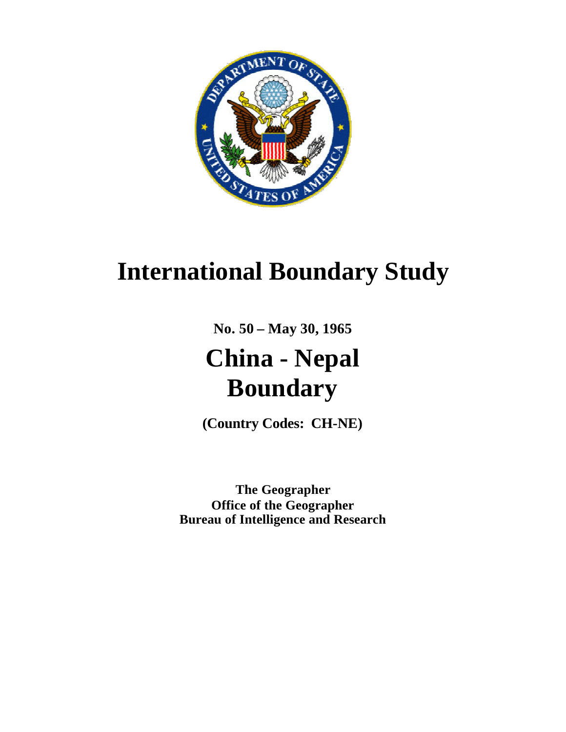# International Boundary Study

**No. 50 – May 30, 1965**

# China - Nepal Boundary

**(Country Codes: CH-NE)**

**The Geographer**
**Office of the Geographer**
**Bureau of Intelligence and Research**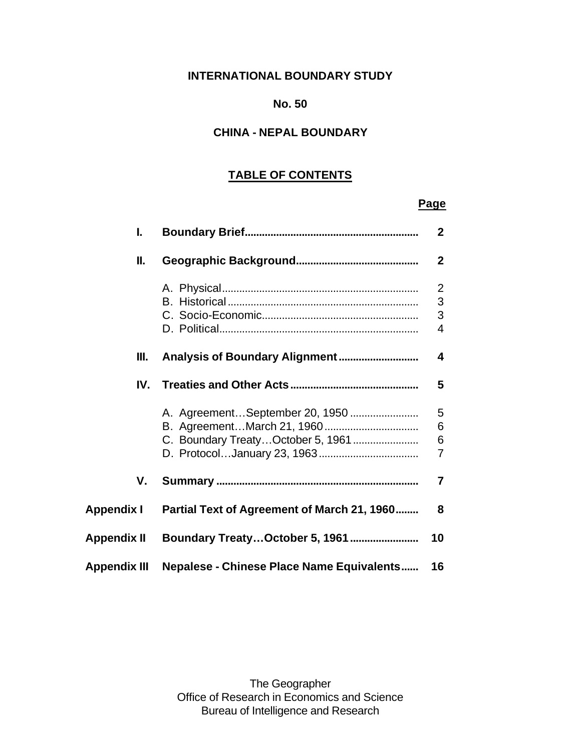**INTERNATIONAL BOUNDARY STUDY**

**No. 50**

**CHINA - NEPAL BOUNDARY**

## TABLE OF CONTENTS

| | | Page |
|---|---|---|
| **I.** | **Boundary Brief** | **2** |
| **II.** | **Geographic Background** | **2** |
| | A. Physical | 2 |
| | B. Historical | 3 |
| | C. Socio-Economic | 3 |
| | D. Political | 4 |
| **III.** | **Analysis of Boundary Alignment** | **4** |
| **IV.** | **Treaties and Other Acts** | **5** |
| | A. Agreement…September 20, 1950 | 5 |
| | B. Agreement…March 21, 1960 | 6 |
| | C. Boundary Treaty…October 5, 1961 | 6 |
| | D. Protocol…January 23, 1963 | 7 |
| **V.** | **Summary** | **7** |
| **Appendix I** | **Partial Text of Agreement of March 21, 1960** | **8** |
| **Appendix II** | **Boundary Treaty…October 5, 1961** | **10** |
| **Appendix III** | **Nepalese - Chinese Place Name Equivalents** | **16** |

The Geographer
Office of Research in Economics and Science
Bureau of Intelligence and Research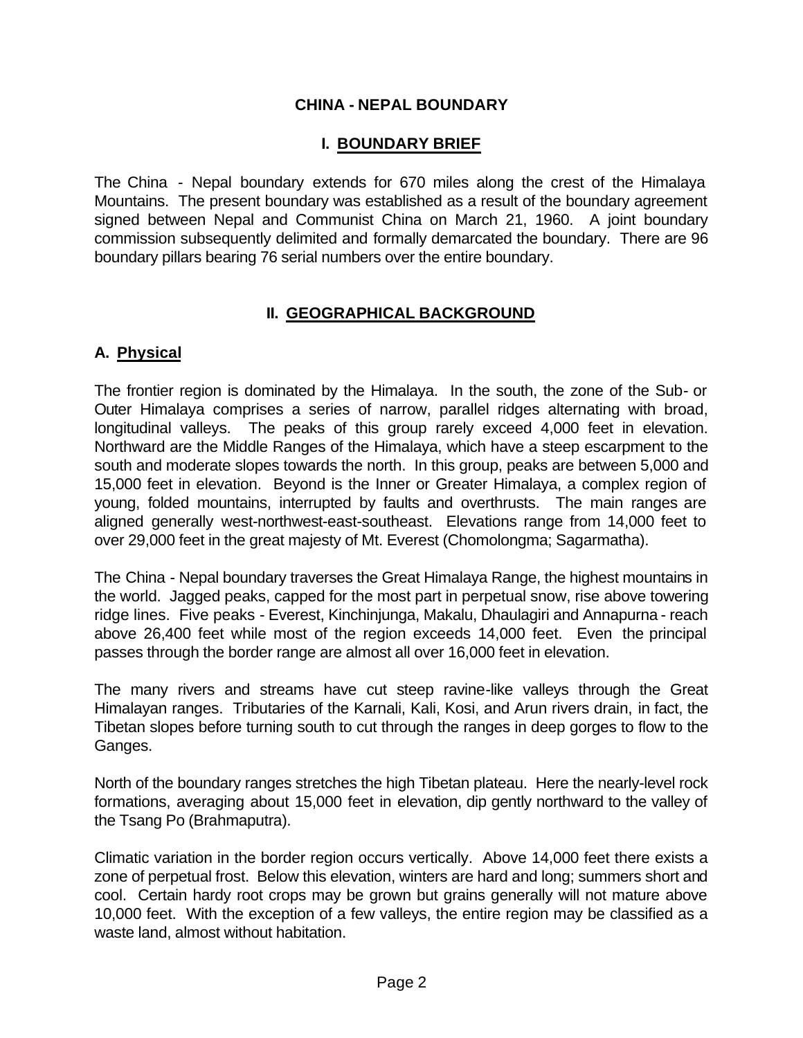# CHINA - NEPAL BOUNDARY

## I. BOUNDARY BRIEF

The China - Nepal boundary extends for 670 miles along the crest of the Himalaya Mountains. The present boundary was established as a result of the boundary agreement signed between Nepal and Communist China on March 21, 1960. A joint boundary commission subsequently delimited and formally demarcated the boundary. There are 96 boundary pillars bearing 76 serial numbers over the entire boundary.

## II. GEOGRAPHICAL BACKGROUND

### A. Physical

The frontier region is dominated by the Himalaya. In the south, the zone of the Sub- or Outer Himalaya comprises a series of narrow, parallel ridges alternating with broad, longitudinal valleys. The peaks of this group rarely exceed 4,000 feet in elevation. Northward are the Middle Ranges of the Himalaya, which have a steep escarpment to the south and moderate slopes towards the north. In this group, peaks are between 5,000 and 15,000 feet in elevation. Beyond is the Inner or Greater Himalaya, a complex region of young, folded mountains, interrupted by faults and overthrusts. The main ranges are aligned generally west-northwest-east-southeast. Elevations range from 14,000 feet to over 29,000 feet in the great majesty of Mt. Everest (Chomolongma; Sagarmatha).

The China - Nepal boundary traverses the Great Himalaya Range, the highest mountains in the world. Jagged peaks, capped for the most part in perpetual snow, rise above towering ridge lines. Five peaks - Everest, Kinchinjunga, Makalu, Dhaulagiri and Annapurna - reach above 26,400 feet while most of the region exceeds 14,000 feet. Even the principal passes through the border range are almost all over 16,000 feet in elevation.

The many rivers and streams have cut steep ravine-like valleys through the Great Himalayan ranges. Tributaries of the Karnali, Kali, Kosi, and Arun rivers drain, in fact, the Tibetan slopes before turning south to cut through the ranges in deep gorges to flow to the Ganges.

North of the boundary ranges stretches the high Tibetan plateau. Here the nearly-level rock formations, averaging about 15,000 feet in elevation, dip gently northward to the valley of the Tsang Po (Brahmaputra).

Climatic variation in the border region occurs vertically. Above 14,000 feet there exists a zone of perpetual frost. Below this elevation, winters are hard and long; summers short and cool. Certain hardy root crops may be grown but grains generally will not mature above 10,000 feet. With the exception of a few valleys, the entire region may be classified as a waste land, almost without habitation.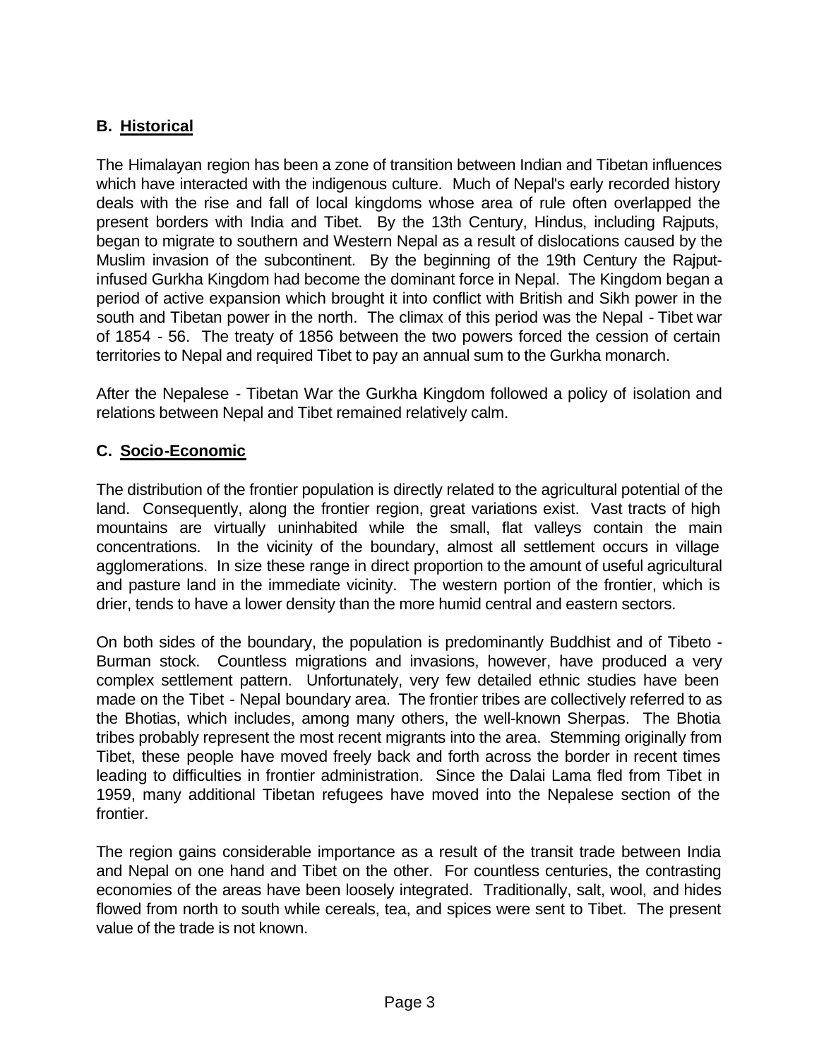## B. Historical

The Himalayan region has been a zone of transition between Indian and Tibetan influences which have interacted with the indigenous culture. Much of Nepal's early recorded history deals with the rise and fall of local kingdoms whose area of rule often overlapped the present borders with India and Tibet. By the 13th Century, Hindus, including Rajputs, began to migrate to southern and Western Nepal as a result of dislocations caused by the Muslim invasion of the subcontinent. By the beginning of the 19th Century the Rajput-infused Gurkha Kingdom had become the dominant force in Nepal. The Kingdom began a period of active expansion which brought it into conflict with British and Sikh power in the south and Tibetan power in the north. The climax of this period was the Nepal - Tibet war of 1854 - 56. The treaty of 1856 between the two powers forced the cession of certain territories to Nepal and required Tibet to pay an annual sum to the Gurkha monarch.

After the Nepalese - Tibetan War the Gurkha Kingdom followed a policy of isolation and relations between Nepal and Tibet remained relatively calm.

## C. Socio-Economic

The distribution of the frontier population is directly related to the agricultural potential of the land. Consequently, along the frontier region, great variations exist. Vast tracts of high mountains are virtually uninhabited while the small, flat valleys contain the main concentrations. In the vicinity of the boundary, almost all settlement occurs in village agglomerations. In size these range in direct proportion to the amount of useful agricultural and pasture land in the immediate vicinity. The western portion of the frontier, which is drier, tends to have a lower density than the more humid central and eastern sectors.

On both sides of the boundary, the population is predominantly Buddhist and of Tibeto - Burman stock. Countless migrations and invasions, however, have produced a very complex settlement pattern. Unfortunately, very few detailed ethnic studies have been made on the Tibet - Nepal boundary area. The frontier tribes are collectively referred to as the Bhotias, which includes, among many others, the well-known Sherpas. The Bhotia tribes probably represent the most recent migrants into the area. Stemming originally from Tibet, these people have moved freely back and forth across the border in recent times leading to difficulties in frontier administration. Since the Dalai Lama fled from Tibet in 1959, many additional Tibetan refugees have moved into the Nepalese section of the frontier.

The region gains considerable importance as a result of the transit trade between India and Nepal on one hand and Tibet on the other. For countless centuries, the contrasting economies of the areas have been loosely integrated. Traditionally, salt, wool, and hides flowed from north to south while cereals, tea, and spices were sent to Tibet. The present value of the trade is not known.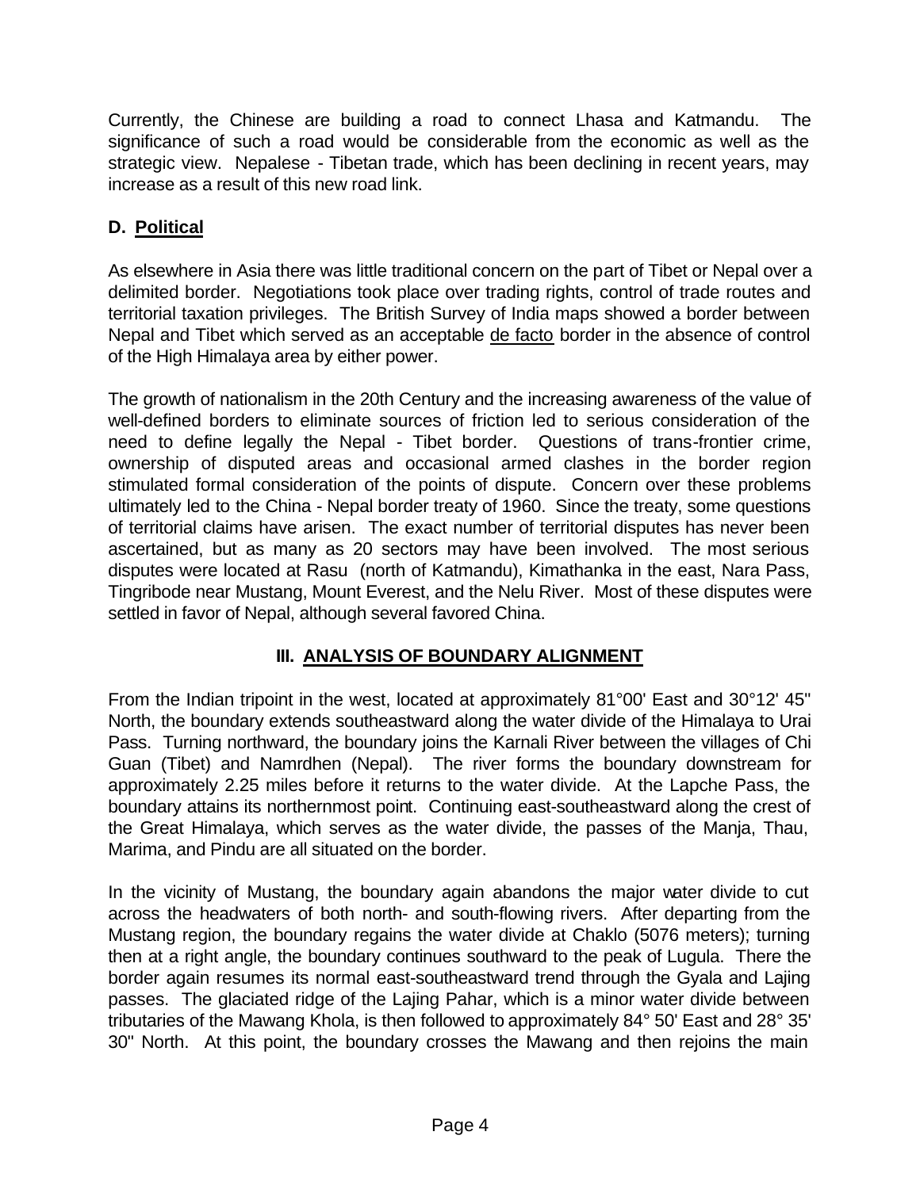Currently, the Chinese are building a road to connect Lhasa and Katmandu. The significance of such a road would be considerable from the economic as well as the strategic view. Nepalese - Tibetan trade, which has been declining in recent years, may increase as a result of this new road link.

### D. Political

As elsewhere in Asia there was little traditional concern on the part of Tibet or Nepal over a delimited border. Negotiations took place over trading rights, control of trade routes and territorial taxation privileges. The British Survey of India maps showed a border between Nepal and Tibet which served as an acceptable de facto border in the absence of control of the High Himalaya area by either power.

The growth of nationalism in the 20th Century and the increasing awareness of the value of well-defined borders to eliminate sources of friction led to serious consideration of the need to define legally the Nepal - Tibet border. Questions of trans-frontier crime, ownership of disputed areas and occasional armed clashes in the border region stimulated formal consideration of the points of dispute. Concern over these problems ultimately led to the China - Nepal border treaty of 1960. Since the treaty, some questions of territorial claims have arisen. The exact number of territorial disputes has never been ascertained, but as many as 20 sectors may have been involved. The most serious disputes were located at Rasu (north of Katmandu), Kimathanka in the east, Nara Pass, Tingribode near Mustang, Mount Everest, and the Nelu River. Most of these disputes were settled in favor of Nepal, although several favored China.

## III. ANALYSIS OF BOUNDARY ALIGNMENT

From the Indian tripoint in the west, located at approximately 81°00' East and 30°12' 45" North, the boundary extends southeastward along the water divide of the Himalaya to Urai Pass. Turning northward, the boundary joins the Karnali River between the villages of Chi Guan (Tibet) and Namrdhen (Nepal). The river forms the boundary downstream for approximately 2.25 miles before it returns to the water divide. At the Lapche Pass, the boundary attains its northernmost point. Continuing east-southeastward along the crest of the Great Himalaya, which serves as the water divide, the passes of the Manja, Thau, Marima, and Pindu are all situated on the border.

In the vicinity of Mustang, the boundary again abandons the major water divide to cut across the headwaters of both north- and south-flowing rivers. After departing from the Mustang region, the boundary regains the water divide at Chaklo (5076 meters); turning then at a right angle, the boundary continues southward to the peak of Lugula. There the border again resumes its normal east-southeastward trend through the Gyala and Lajing passes. The glaciated ridge of the Lajing Pahar, which is a minor water divide between tributaries of the Mawang Khola, is then followed to approximately 84° 50' East and 28° 35' 30" North. At this point, the boundary crosses the Mawang and then rejoins the main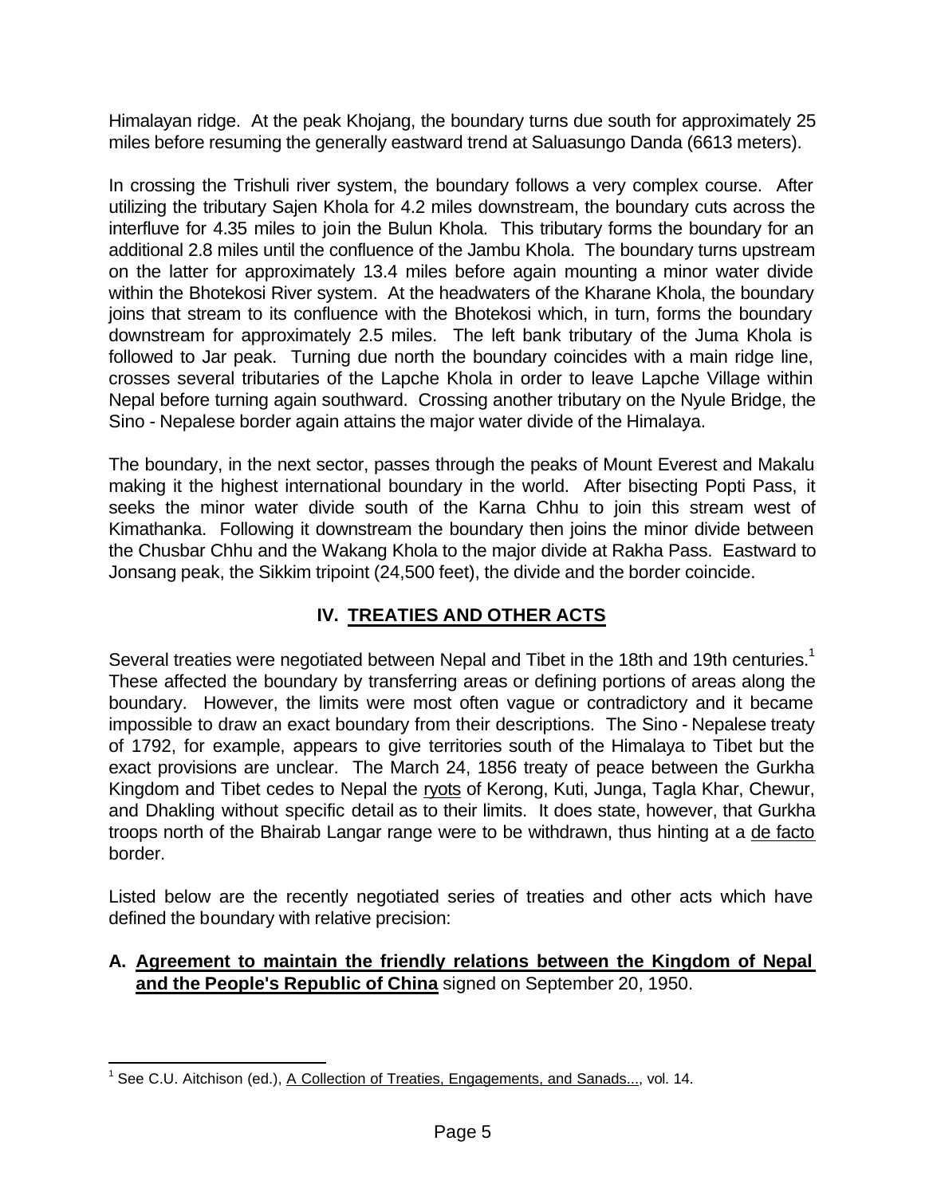Himalayan ridge. At the peak Khojang, the boundary turns due south for approximately 25 miles before resuming the generally eastward trend at Saluasungo Danda (6613 meters).

In crossing the Trishuli river system, the boundary follows a very complex course. After utilizing the tributary Sajen Khola for 4.2 miles downstream, the boundary cuts across the interfluve for 4.35 miles to join the Bulun Khola. This tributary forms the boundary for an additional 2.8 miles until the confluence of the Jambu Khola. The boundary turns upstream on the latter for approximately 13.4 miles before again mounting a minor water divide within the Bhotekosi River system. At the headwaters of the Kharane Khola, the boundary joins that stream to its confluence with the Bhotekosi which, in turn, forms the boundary downstream for approximately 2.5 miles. The left bank tributary of the Juma Khola is followed to Jar peak. Turning due north the boundary coincides with a main ridge line, crosses several tributaries of the Lapche Khola in order to leave Lapche Village within Nepal before turning again southward. Crossing another tributary on the Nyule Bridge, the Sino - Nepalese border again attains the major water divide of the Himalaya.

The boundary, in the next sector, passes through the peaks of Mount Everest and Makalu making it the highest international boundary in the world. After bisecting Popti Pass, it seeks the minor water divide south of the Karna Chhu to join this stream west of Kimathanka. Following it downstream the boundary then joins the minor divide between the Chusbar Chhu and the Wakang Khola to the major divide at Rakha Pass. Eastward to Jonsang peak, the Sikkim tripoint (24,500 feet), the divide and the border coincide.

## IV. TREATIES AND OTHER ACTS

Several treaties were negotiated between Nepal and Tibet in the 18th and 19th centuries.[1] These affected the boundary by transferring areas or defining portions of areas along the boundary. However, the limits were most often vague or contradictory and it became impossible to draw an exact boundary from their descriptions. The Sino - Nepalese treaty of 1792, for example, appears to give territories south of the Himalaya to Tibet but the exact provisions are unclear. The March 24, 1856 treaty of peace between the Gurkha Kingdom and Tibet cedes to Nepal the ryots of Kerong, Kuti, Junga, Tagla Khar, Chewur, and Dhakling without specific detail as to their limits. It does state, however, that Gurkha troops north of the Bhairab Langar range were to be withdrawn, thus hinting at a *de facto* border.

Listed below are the recently negotiated series of treaties and other acts which have defined the boundary with relative precision:

**A. Agreement to maintain the friendly relations between the Kingdom of Nepal and the People's Republic of China** signed on September 20, 1950.

[1] See C.U. Aitchison (ed.), A Collection of Treaties, Engagements, and Sanads..., vol. 14.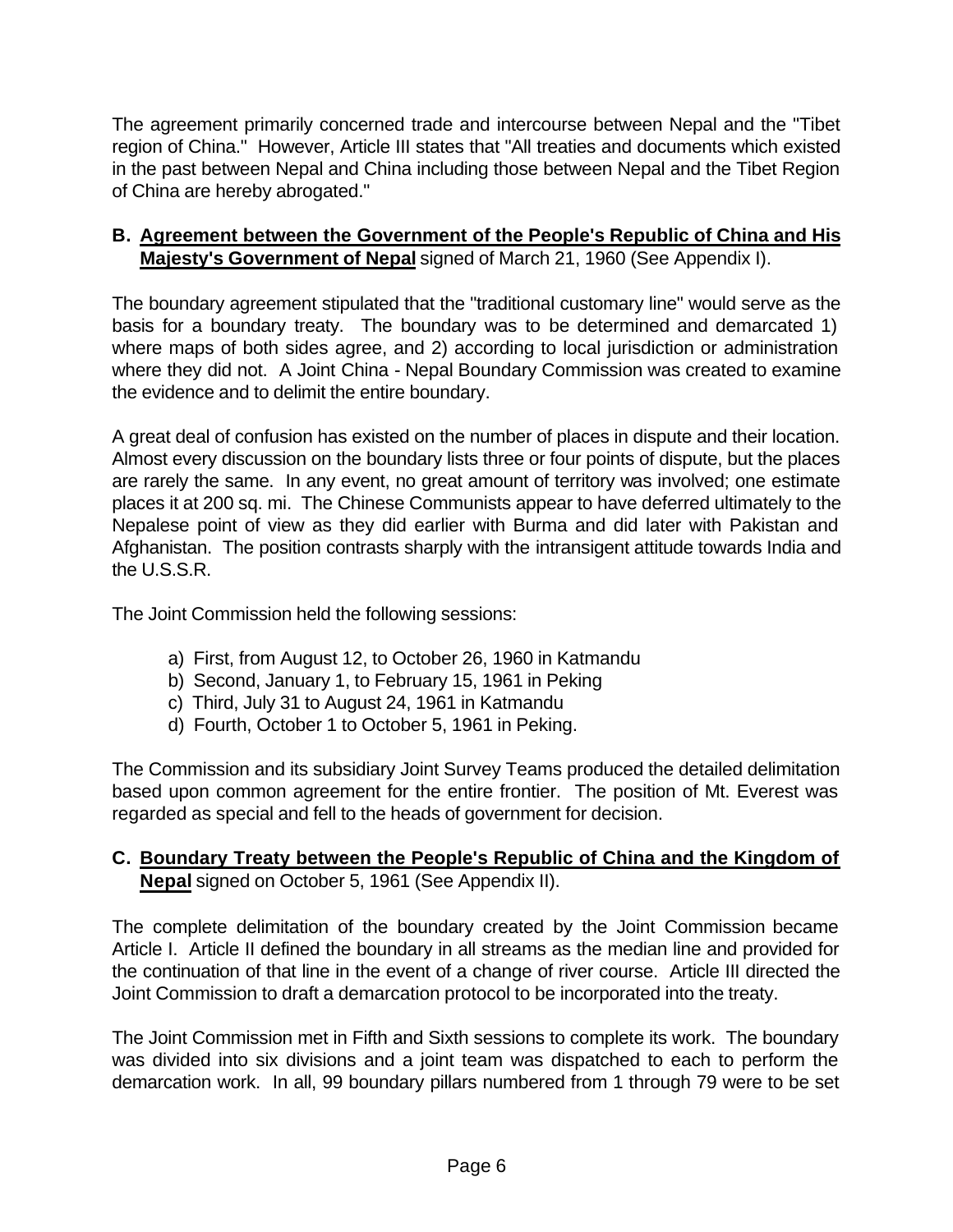The agreement primarily concerned trade and intercourse between Nepal and the "Tibet region of China." However, Article III states that "All treaties and documents which existed in the past between Nepal and China including those between Nepal and the Tibet Region of China are hereby abrogated."

**B. Agreement between the Government of the People's Republic of China and His Majesty's Government of Nepal** signed of March 21, 1960 (See Appendix I).

The boundary agreement stipulated that the "traditional customary line" would serve as the basis for a boundary treaty. The boundary was to be determined and demarcated 1) where maps of both sides agree, and 2) according to local jurisdiction or administration where they did not. A Joint China - Nepal Boundary Commission was created to examine the evidence and to delimit the entire boundary.

A great deal of confusion has existed on the number of places in dispute and their location. Almost every discussion on the boundary lists three or four points of dispute, but the places are rarely the same. In any event, no great amount of territory was involved; one estimate places it at 200 sq. mi. The Chinese Communists appear to have deferred ultimately to the Nepalese point of view as they did earlier with Burma and did later with Pakistan and Afghanistan. The position contrasts sharply with the intransigent attitude towards India and the U.S.S.R.

The Joint Commission held the following sessions:

a) First, from August 12, to October 26, 1960 in Katmandu
b) Second, January 1, to February 15, 1961 in Peking
c) Third, July 31 to August 24, 1961 in Katmandu
d) Fourth, October 1 to October 5, 1961 in Peking.

The Commission and its subsidiary Joint Survey Teams produced the detailed delimitation based upon common agreement for the entire frontier. The position of Mt. Everest was regarded as special and fell to the heads of government for decision.

**C. Boundary Treaty between the People's Republic of China and the Kingdom of Nepal** signed on October 5, 1961 (See Appendix II).

The complete delimitation of the boundary created by the Joint Commission became Article I. Article II defined the boundary in all streams as the median line and provided for the continuation of that line in the event of a change of river course. Article III directed the Joint Commission to draft a demarcation protocol to be incorporated into the treaty.

The Joint Commission met in Fifth and Sixth sessions to complete its work. The boundary was divided into six divisions and a joint team was dispatched to each to perform the demarcation work. In all, 99 boundary pillars numbered from 1 through 79 were to be set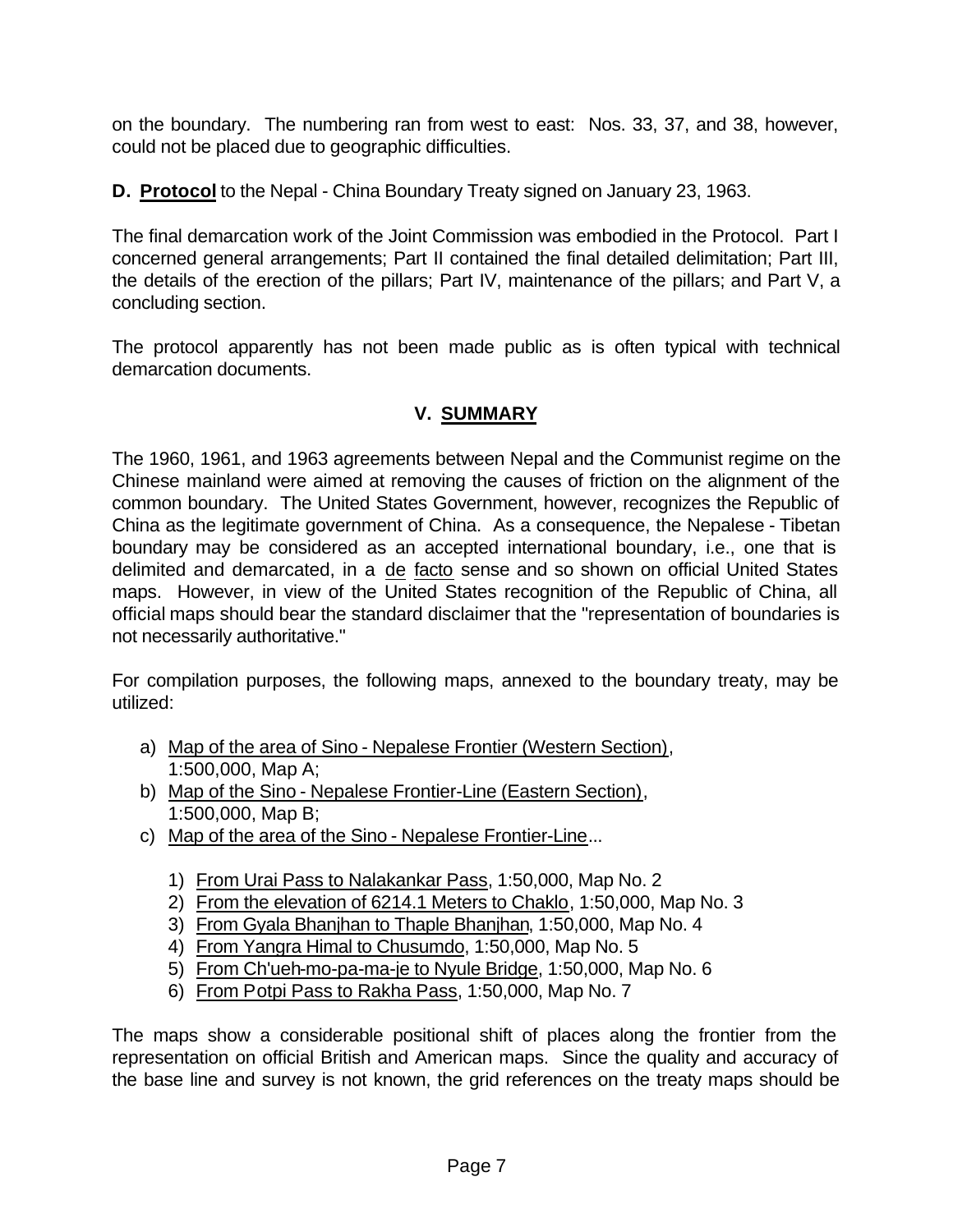on the boundary. The numbering ran from west to east: Nos. 33, 37, and 38, however, could not be placed due to geographic difficulties.

**D. Protocol** to the Nepal - China Boundary Treaty signed on January 23, 1963.

The final demarcation work of the Joint Commission was embodied in the Protocol. Part I concerned general arrangements; Part II contained the final detailed delimitation; Part III, the details of the erection of the pillars; Part IV, maintenance of the pillars; and Part V, a concluding section.

The protocol apparently has not been made public as is often typical with technical demarcation documents.

## V. SUMMARY

The 1960, 1961, and 1963 agreements between Nepal and the Communist regime on the Chinese mainland were aimed at removing the causes of friction on the alignment of the common boundary. The United States Government, however, recognizes the Republic of China as the legitimate government of China. As a consequence, the Nepalese - Tibetan boundary may be considered as an accepted international boundary, i.e., one that is delimited and demarcated, in a de facto sense and so shown on official United States maps. However, in view of the United States recognition of the Republic of China, all official maps should bear the standard disclaimer that the "representation of boundaries is not necessarily authoritative."

For compilation purposes, the following maps, annexed to the boundary treaty, may be utilized:

a) Map of the area of Sino - Nepalese Frontier (Western Section), 1:500,000, Map A;
b) Map of the Sino - Nepalese Frontier-Line (Eastern Section), 1:500,000, Map B;
c) Map of the area of the Sino - Nepalese Frontier-Line...
   1) From Urai Pass to Nalakankar Pass, 1:50,000, Map No. 2
   2) From the elevation of 6214.1 Meters to Chaklo, 1:50,000, Map No. 3
   3) From Gyala Bhanjhan to Thaple Bhanjhan, 1:50,000, Map No. 4
   4) From Yangra Himal to Chusumdo, 1:50,000, Map No. 5
   5) From Ch'ueh-mo-pa-ma-je to Nyule Bridge, 1:50,000, Map No. 6
   6) From Potpi Pass to Rakha Pass, 1:50,000, Map No. 7

The maps show a considerable positional shift of places along the frontier from the representation on official British and American maps. Since the quality and accuracy of the base line and survey is not known, the grid references on the treaty maps should be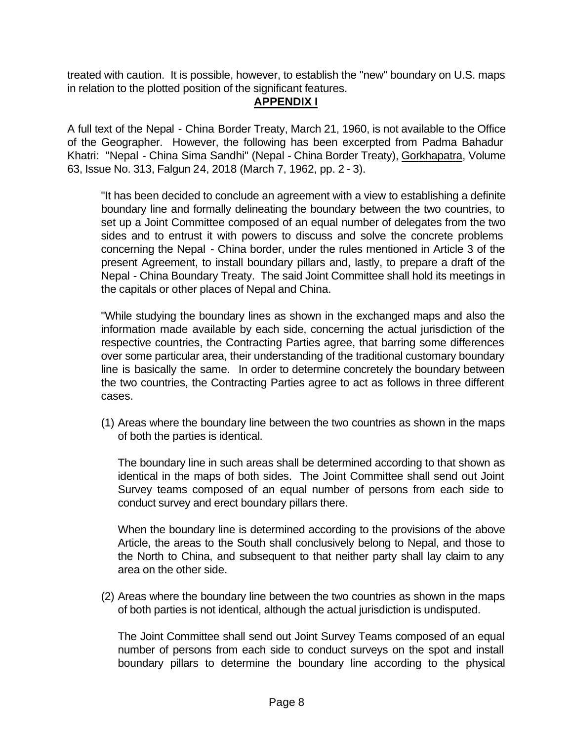treated with caution. It is possible, however, to establish the "new" boundary on U.S. maps in relation to the plotted position of the significant features.

## APPENDIX I

A full text of the Nepal - China Border Treaty, March 21, 1960, is not available to the Office of the Geographer. However, the following has been excerpted from Padma Bahadur Khatri: "Nepal - China Sima Sandhi" (Nepal - China Border Treaty), Gorkhapatra, Volume 63, Issue No. 313, Falgun 24, 2018 (March 7, 1962, pp. 2 - 3).

> "It has been decided to conclude an agreement with a view to establishing a definite boundary line and formally delineating the boundary between the two countries, to set up a Joint Committee composed of an equal number of delegates from the two sides and to entrust it with powers to discuss and solve the concrete problems concerning the Nepal - China border, under the rules mentioned in Article 3 of the present Agreement, to install boundary pillars and, lastly, to prepare a draft of the Nepal - China Boundary Treaty. The said Joint Committee shall hold its meetings in the capitals or other places of Nepal and China.
>
> "While studying the boundary lines as shown in the exchanged maps and also the information made available by each side, concerning the actual jurisdiction of the respective countries, the Contracting Parties agree, that barring some differences over some particular area, their understanding of the traditional customary boundary line is basically the same. In order to determine concretely the boundary between the two countries, the Contracting Parties agree to act as follows in three different cases.
>
> (1) Areas where the boundary line between the two countries as shown in the maps of both the parties is identical.
>
> The boundary line in such areas shall be determined according to that shown as identical in the maps of both sides. The Joint Committee shall send out Joint Survey teams composed of an equal number of persons from each side to conduct survey and erect boundary pillars there.
>
> When the boundary line is determined according to the provisions of the above Article, the areas to the South shall conclusively belong to Nepal, and those to the North to China, and subsequent to that neither party shall lay claim to any area on the other side.
>
> (2) Areas where the boundary line between the two countries as shown in the maps of both parties is not identical, although the actual jurisdiction is undisputed.
>
> The Joint Committee shall send out Joint Survey Teams composed of an equal number of persons from each side to conduct surveys on the spot and install boundary pillars to determine the boundary line according to the physical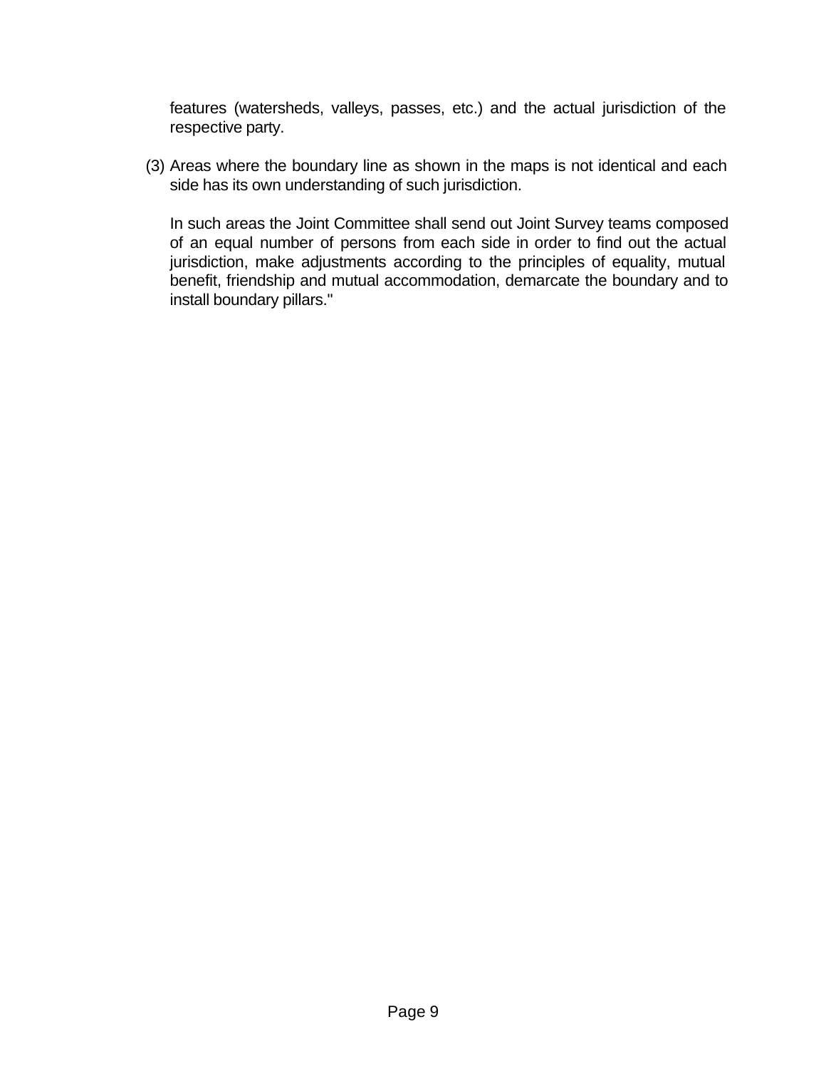features (watersheds, valleys, passes, etc.) and the actual jurisdiction of the respective party.

(3) Areas where the boundary line as shown in the maps is not identical and each side has its own understanding of such jurisdiction.

In such areas the Joint Committee shall send out Joint Survey teams composed of an equal number of persons from each side in order to find out the actual jurisdiction, make adjustments according to the principles of equality, mutual benefit, friendship and mutual accommodation, demarcate the boundary and to install boundary pillars."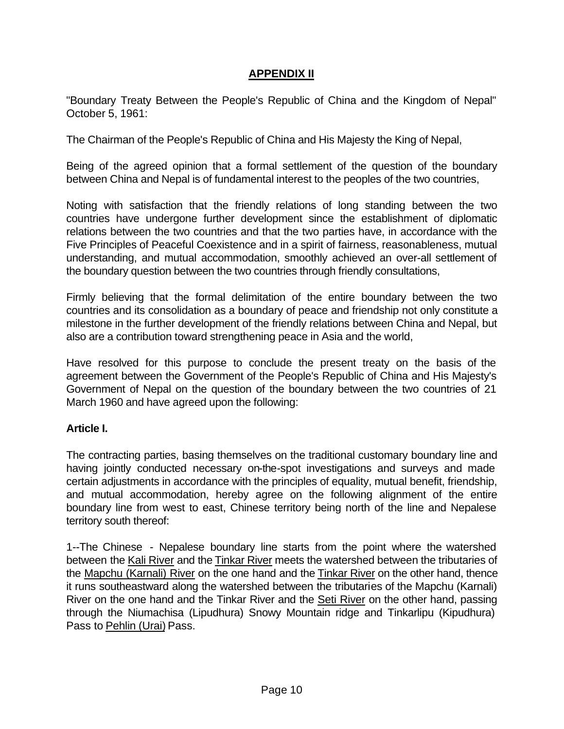## APPENDIX II

"Boundary Treaty Between the People's Republic of China and the Kingdom of Nepal" October 5, 1961:

The Chairman of the People's Republic of China and His Majesty the King of Nepal,

Being of the agreed opinion that a formal settlement of the question of the boundary between China and Nepal is of fundamental interest to the peoples of the two countries,

Noting with satisfaction that the friendly relations of long standing between the two countries have undergone further development since the establishment of diplomatic relations between the two countries and that the two parties have, in accordance with the Five Principles of Peaceful Coexistence and in a spirit of fairness, reasonableness, mutual understanding, and mutual accommodation, smoothly achieved an over-all settlement of the boundary question between the two countries through friendly consultations,

Firmly believing that the formal delimitation of the entire boundary between the two countries and its consolidation as a boundary of peace and friendship not only constitute a milestone in the further development of the friendly relations between China and Nepal, but also are a contribution toward strengthening peace in Asia and the world,

Have resolved for this purpose to conclude the present treaty on the basis of the agreement between the Government of the People's Republic of China and His Majesty's Government of Nepal on the question of the boundary between the two countries of 21 March 1960 and have agreed upon the following:

**Article I.**

The contracting parties, basing themselves on the traditional customary boundary line and having jointly conducted necessary on-the-spot investigations and surveys and made certain adjustments in accordance with the principles of equality, mutual benefit, friendship, and mutual accommodation, hereby agree on the following alignment of the entire boundary line from west to east, Chinese territory being north of the line and Nepalese territory south thereof:

1--The Chinese - Nepalese boundary line starts from the point where the watershed between the Kali River and the Tinkar River meets the watershed between the tributaries of the Mapchu (Karnali) River on the one hand and the Tinkar River on the other hand, thence it runs southeastward along the watershed between the tributaries of the Mapchu (Karnali) River on the one hand and the Tinkar River and the Seti River on the other hand, passing through the Niumachisa (Lipudhura) Snowy Mountain ridge and Tinkarlipu (Kipudhura) Pass to Pehlin (Urai) Pass.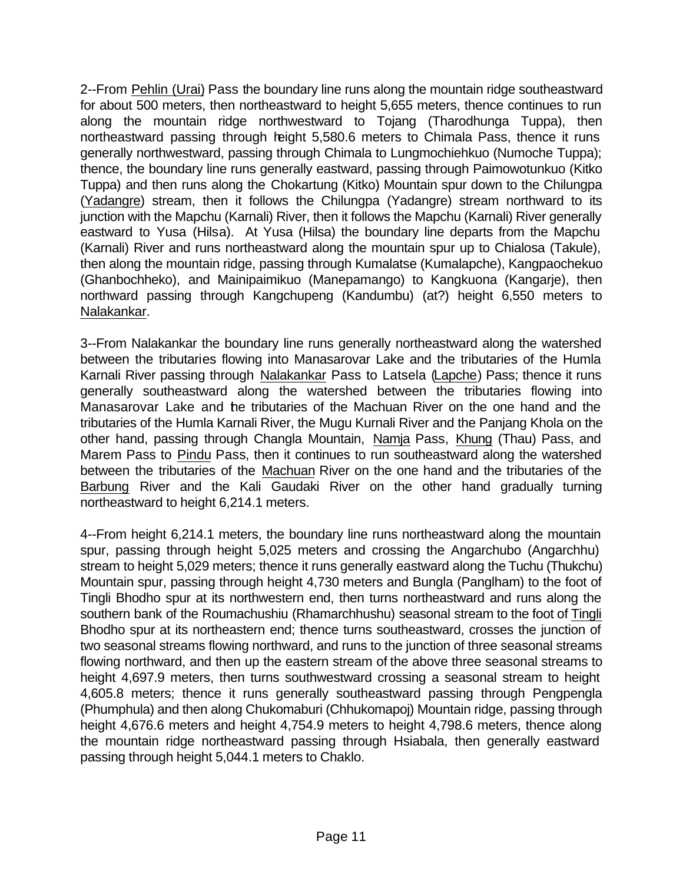2--From Pehlin (Urai) Pass the boundary line runs along the mountain ridge southeastward for about 500 meters, then northeastward to height 5,655 meters, thence continues to run along the mountain ridge northwestward to Tojang (Tharodhunga Tuppa), then northeastward passing through height 5,580.6 meters to Chimala Pass, thence it runs generally northwestward, passing through Chimala to Lungmochiehkuo (Numoche Tuppa); thence, the boundary line runs generally eastward, passing through Paimowotunkuo (Kitko Tuppa) and then runs along the Chokartung (Kitko) Mountain spur down to the Chilungpa (Yadangre) stream, then it follows the Chilungpa (Yadangre) stream northward to its junction with the Mapchu (Karnali) River, then it follows the Mapchu (Karnali) River generally eastward to Yusa (Hilsa). At Yusa (Hilsa) the boundary line departs from the Mapchu (Karnali) River and runs northeastward along the mountain spur up to Chialosa (Takule), then along the mountain ridge, passing through Kumalatse (Kumalapche), Kangpaochekuo (Ghanbochheko), and Mainipaimikuo (Manepamango) to Kangkuona (Kangarje), then northward passing through Kangchupeng (Kandumbu) (at?) height 6,550 meters to Nalakankar.

3--From Nalakankar the boundary line runs generally northeastward along the watershed between the tributaries flowing into Manasarovar Lake and the tributaries of the Humla Karnali River passing through Nalakankar Pass to Latsela (Lapche) Pass; thence it runs generally southeastward along the watershed between the tributaries flowing into Manasarovar Lake and the tributaries of the Machuan River on the one hand and the tributaries of the Humla Karnali River, the Mugu Kurnali River and the Panjang Khola on the other hand, passing through Changla Mountain, Namja Pass, Khung (Thau) Pass, and Marem Pass to Pindu Pass, then it continues to run southeastward along the watershed between the tributaries of the Machuan River on the one hand and the tributaries of the Barbung River and the Kali Gaudaki River on the other hand gradually turning northeastward to height 6,214.1 meters.

4--From height 6,214.1 meters, the boundary line runs northeastward along the mountain spur, passing through height 5,025 meters and crossing the Angarchubo (Angarchhu) stream to height 5,029 meters; thence it runs generally eastward along the Tuchu (Thukchu) Mountain spur, passing through height 4,730 meters and Bungla (Panglham) to the foot of Tingli Bhodho spur at its northwestern end, then turns northeastward and runs along the southern bank of the Roumachushiu (Rhamarchhushu) seasonal stream to the foot of Tingli Bhodho spur at its northeastern end; thence turns southeastward, crosses the junction of two seasonal streams flowing northward, and runs to the junction of three seasonal streams flowing northward, and then up the eastern stream of the above three seasonal streams to height 4,697.9 meters, then turns southwestward crossing a seasonal stream to height 4,605.8 meters; thence it runs generally southeastward passing through Pengpengla (Phumphula) and then along Chukomaburi (Chhukomapoj) Mountain ridge, passing through height 4,676.6 meters and height 4,754.9 meters to height 4,798.6 meters, thence along the mountain ridge northeastward passing through Hsiabala, then generally eastward passing through height 5,044.1 meters to Chaklo.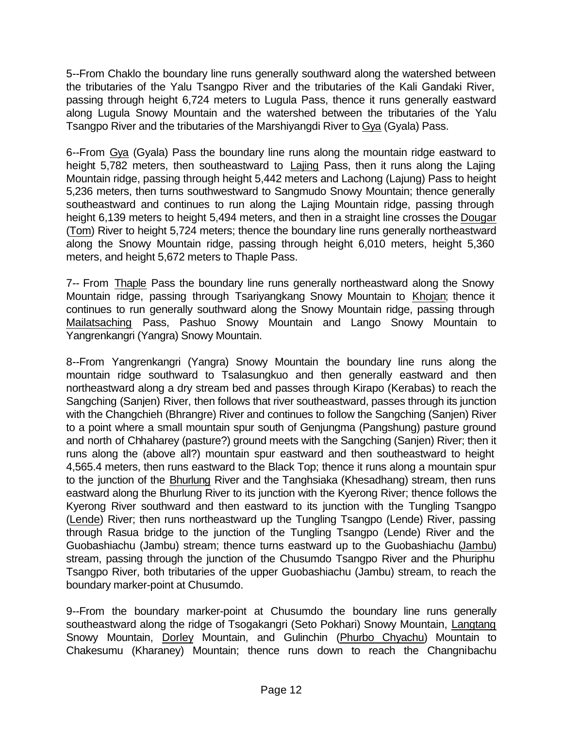5--From Chaklo the boundary line runs generally southward along the watershed between the tributaries of the Yalu Tsangpo River and the tributaries of the Kali Gandaki River, passing through height 6,724 meters to Lugula Pass, thence it runs generally eastward along Lugula Snowy Mountain and the watershed between the tributaries of the Yalu Tsangpo River and the tributaries of the Marshiyangdi River to Gya (Gyala) Pass.

6--From Gya (Gyala) Pass the boundary line runs along the mountain ridge eastward to height 5,782 meters, then southeastward to Lajing Pass, then it runs along the Lajing Mountain ridge, passing through height 5,442 meters and Lachong (Lajung) Pass to height 5,236 meters, then turns southwestward to Sangmudo Snowy Mountain; thence generally southeastward and continues to run along the Lajing Mountain ridge, passing through height 6,139 meters to height 5,494 meters, and then in a straight line crosses the Dougar (Tom) River to height 5,724 meters; thence the boundary line runs generally northeastward along the Snowy Mountain ridge, passing through height 6,010 meters, height 5,360 meters, and height 5,672 meters to Thaple Pass.

7-- From Thaple Pass the boundary line runs generally northeastward along the Snowy Mountain ridge, passing through Tsariyangkang Snowy Mountain to Khojan; thence it continues to run generally southward along the Snowy Mountain ridge, passing through Mailatsaching Pass, Pashuo Snowy Mountain and Lango Snowy Mountain to Yangrenkangri (Yangra) Snowy Mountain.

8--From Yangrenkangri (Yangra) Snowy Mountain the boundary line runs along the mountain ridge southward to Tsalasungkuo and then generally eastward and then northeastward along a dry stream bed and passes through Kirapo (Kerabas) to reach the Sangching (Sanjen) River, then follows that river southeastward, passes through its junction with the Changchieh (Bhrangre) River and continues to follow the Sangching (Sanjen) River to a point where a small mountain spur south of Genjungma (Pangshung) pasture ground and north of Chhaharey (pasture?) ground meets with the Sangching (Sanjen) River; then it runs along the (above all?) mountain spur eastward and then southeastward to height 4,565.4 meters, then runs eastward to the Black Top; thence it runs along a mountain spur to the junction of the Bhurlung River and the Tanghsiaka (Khesadhang) stream, then runs eastward along the Bhurlung River to its junction with the Kyerong River; thence follows the Kyerong River southward and then eastward to its junction with the Tungling Tsangpo (Lende) River; then runs northeastward up the Tungling Tsangpo (Lende) River, passing through Rasua bridge to the junction of the Tungling Tsangpo (Lende) River and the Guobashiachu (Jambu) stream; thence turns eastward up to the Guobashiachu (Jambu) stream, passing through the junction of the Chusumdo Tsangpo River and the Phuriphu Tsangpo River, both tributaries of the upper Guobashiachu (Jambu) stream, to reach the boundary marker-point at Chusumdo.

9--From the boundary marker-point at Chusumdo the boundary line runs generally southeastward along the ridge of Tsogakangri (Seto Pokhari) Snowy Mountain, Langtang Snowy Mountain, Dorley Mountain, and Gulinchin (Phurbo Chyachu) Mountain to Chakesumu (Kharaney) Mountain; thence runs down to reach the Changnibachu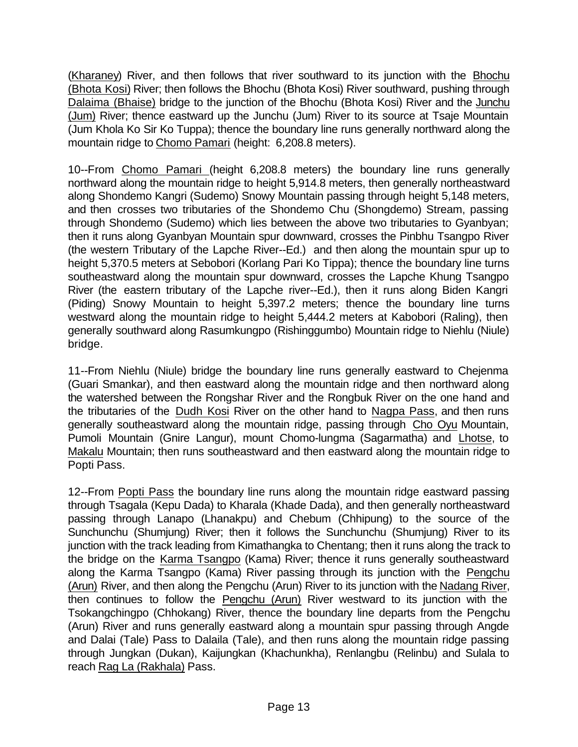(Kharaney) River, and then follows that river southward to its junction with the Bhochu (Bhota Kosi) River; then follows the Bhochu (Bhota Kosi) River southward, pushing through Dalaima (Bhaise) bridge to the junction of the Bhochu (Bhota Kosi) River and the Junchu (Jum) River; thence eastward up the Junchu (Jum) River to its source at Tsaje Mountain (Jum Khola Ko Sir Ko Tuppa); thence the boundary line runs generally northward along the mountain ridge to Chomo Pamari (height: 6,208.8 meters).

10--From Chomo Pamari (height 6,208.8 meters) the boundary line runs generally northward along the mountain ridge to height 5,914.8 meters, then generally northeastward along Shondemo Kangri (Sudemo) Snowy Mountain passing through height 5,148 meters, and then crosses two tributaries of the Shondemo Chu (Shongdemo) Stream, passing through Shondemo (Sudemo) which lies between the above two tributaries to Gyanbyan; then it runs along Gyanbyan Mountain spur downward, crosses the Pinbhu Tsangpo River (the western Tributary of the Lapche River--Ed.) and then along the mountain spur up to height 5,370.5 meters at Sebobori (Korlang Pari Ko Tippa); thence the boundary line turns southeastward along the mountain spur downward, crosses the Lapche Khung Tsangpo River (the eastern tributary of the Lapche river--Ed.), then it runs along Biden Kangri (Piding) Snowy Mountain to height 5,397.2 meters; thence the boundary line turns westward along the mountain ridge to height 5,444.2 meters at Kabobori (Raling), then generally southward along Rasumkungpo (Rishinggumbo) Mountain ridge to Niehlu (Niule) bridge.

11--From Niehlu (Niule) bridge the boundary line runs generally eastward to Chejenma (Guari Smankar), and then eastward along the mountain ridge and then northward along the watershed between the Rongshar River and the Rongbuk River on the one hand and the tributaries of the Dudh Kosi River on the other hand to Nagpa Pass, and then runs generally southeastward along the mountain ridge, passing through Cho Oyu Mountain, Pumoli Mountain (Gnire Langur), mount Chomo-lungma (Sagarmatha) and Lhotse, to Makalu Mountain; then runs southeastward and then eastward along the mountain ridge to Popti Pass.

12--From Popti Pass the boundary line runs along the mountain ridge eastward passing through Tsagala (Kepu Dada) to Kharala (Khade Dada), and then generally northeastward passing through Lanapo (Lhanakpu) and Chebum (Chhipung) to the source of the Sunchunchu (Shumjung) River; then it follows the Sunchunchu (Shumjung) River to its junction with the track leading from Kimathangka to Chentang; then it runs along the track to the bridge on the Karma Tsangpo (Kama) River; thence it runs generally southeastward along the Karma Tsangpo (Kama) River passing through its junction with the Pengchu (Arun) River, and then along the Pengchu (Arun) River to its junction with the Nadang River, then continues to follow the Pengchu (Arun) River westward to its junction with the Tsokangchingpo (Chhokang) River, thence the boundary line departs from the Pengchu (Arun) River and runs generally eastward along a mountain spur passing through Angde and Dalai (Tale) Pass to Dalaila (Tale), and then runs along the mountain ridge passing through Jungkan (Dukan), Kaijungkan (Khachunkha), Renlangbu (Relinbu) and Sulala to reach Rag La (Rakhala) Pass.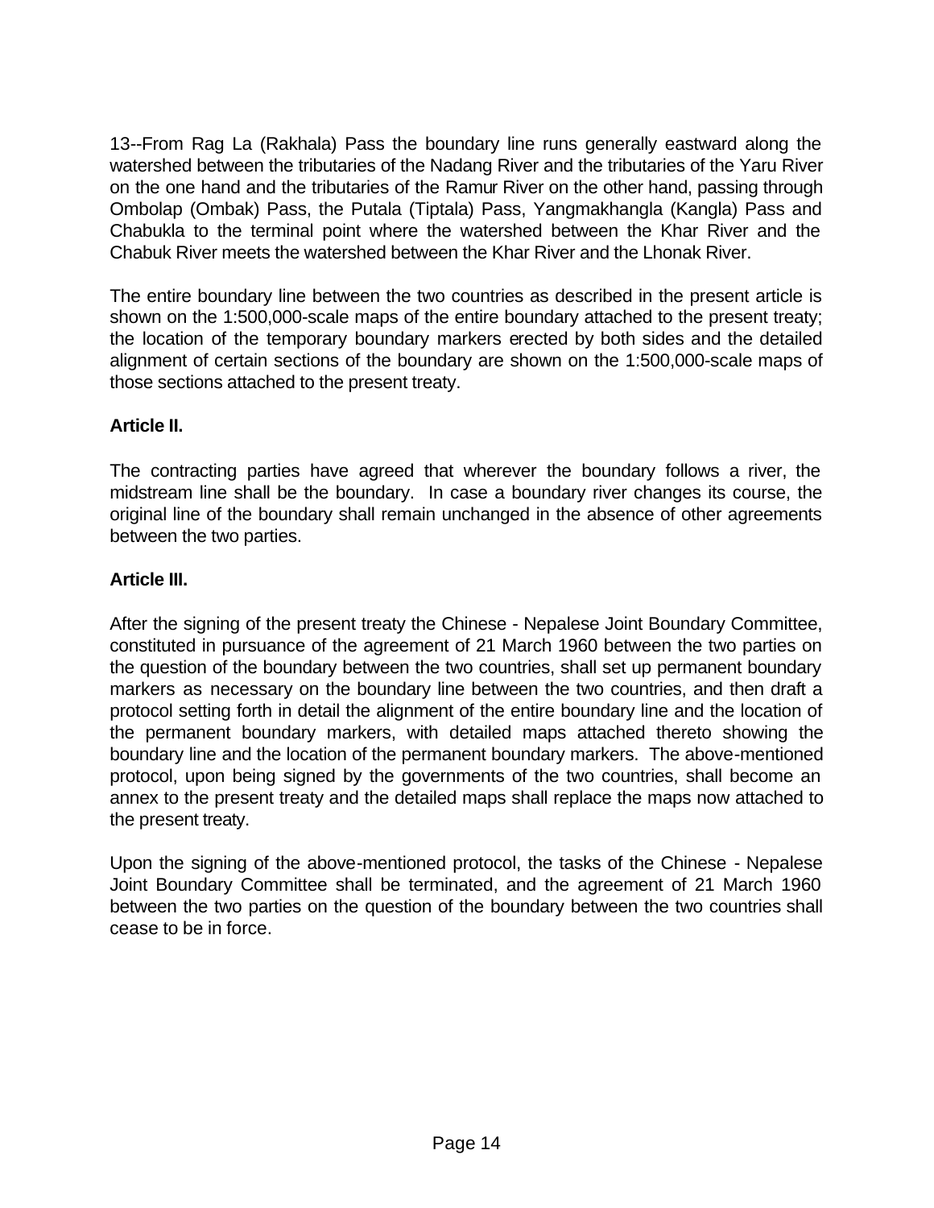13--From Rag La (Rakhala) Pass the boundary line runs generally eastward along the watershed between the tributaries of the Nadang River and the tributaries of the Yaru River on the one hand and the tributaries of the Ramur River on the other hand, passing through Ombolap (Ombak) Pass, the Putala (Tiptala) Pass, Yangmakhangla (Kangla) Pass and Chabukla to the terminal point where the watershed between the Khar River and the Chabuk River meets the watershed between the Khar River and the Lhonak River.

The entire boundary line between the two countries as described in the present article is shown on the 1:500,000-scale maps of the entire boundary attached to the present treaty; the location of the temporary boundary markers erected by both sides and the detailed alignment of certain sections of the boundary are shown on the 1:500,000-scale maps of those sections attached to the present treaty.

**Article II.**

The contracting parties have agreed that wherever the boundary follows a river, the midstream line shall be the boundary. In case a boundary river changes its course, the original line of the boundary shall remain unchanged in the absence of other agreements between the two parties.

**Article III.**

After the signing of the present treaty the Chinese - Nepalese Joint Boundary Committee, constituted in pursuance of the agreement of 21 March 1960 between the two parties on the question of the boundary between the two countries, shall set up permanent boundary markers as necessary on the boundary line between the two countries, and then draft a protocol setting forth in detail the alignment of the entire boundary line and the location of the permanent boundary markers, with detailed maps attached thereto showing the boundary line and the location of the permanent boundary markers. The above-mentioned protocol, upon being signed by the governments of the two countries, shall become an annex to the present treaty and the detailed maps shall replace the maps now attached to the present treaty.

Upon the signing of the above-mentioned protocol, the tasks of the Chinese - Nepalese Joint Boundary Committee shall be terminated, and the agreement of 21 March 1960 between the two parties on the question of the boundary between the two countries shall cease to be in force.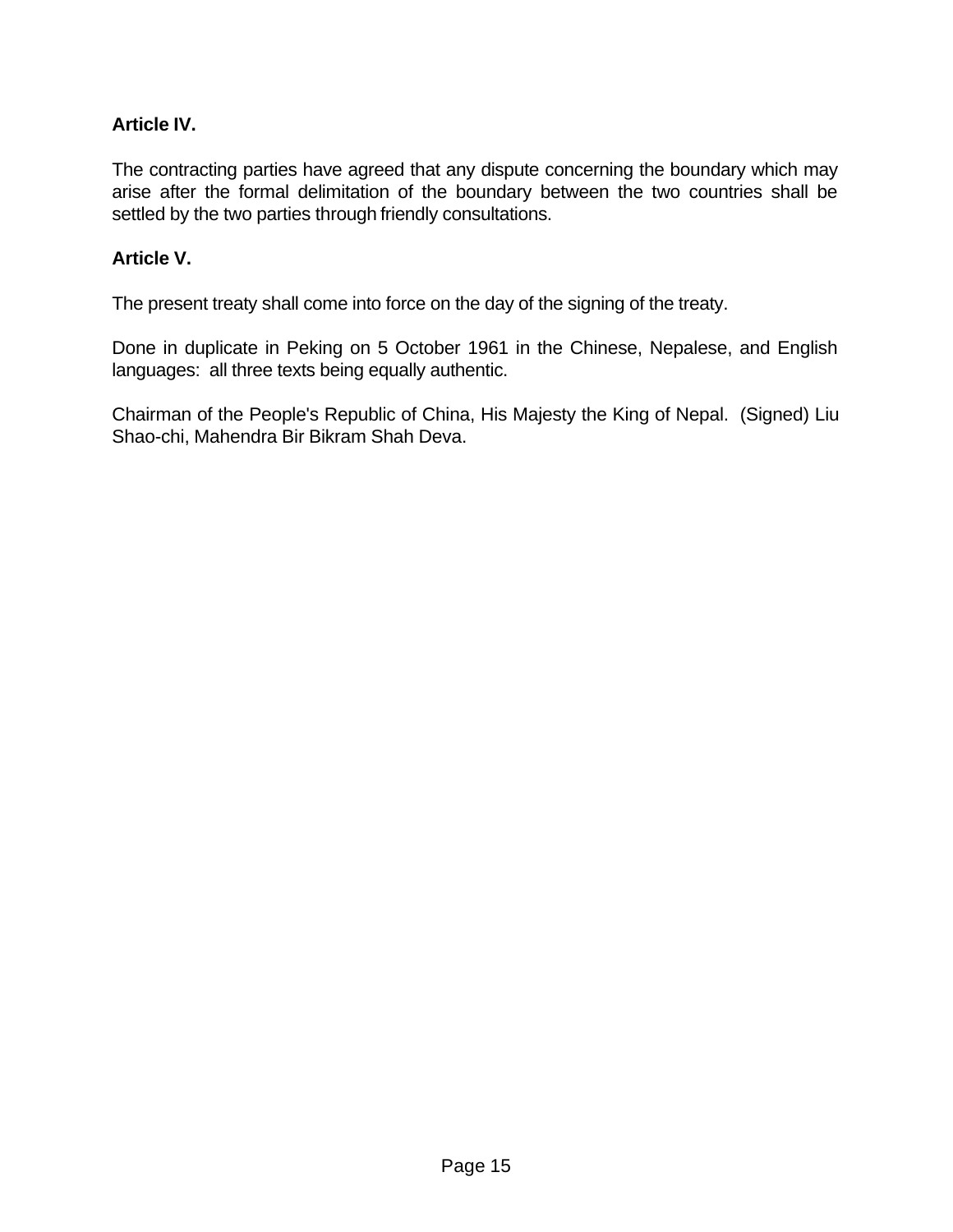**Article IV.**

The contracting parties have agreed that any dispute concerning the boundary which may arise after the formal delimitation of the boundary between the two countries shall be settled by the two parties through friendly consultations.

**Article V.**

The present treaty shall come into force on the day of the signing of the treaty.

Done in duplicate in Peking on 5 October 1961 in the Chinese, Nepalese, and English languages: all three texts being equally authentic.

Chairman of the People's Republic of China, His Majesty the King of Nepal. (Signed) Liu Shao-chi, Mahendra Bir Bikram Shah Deva.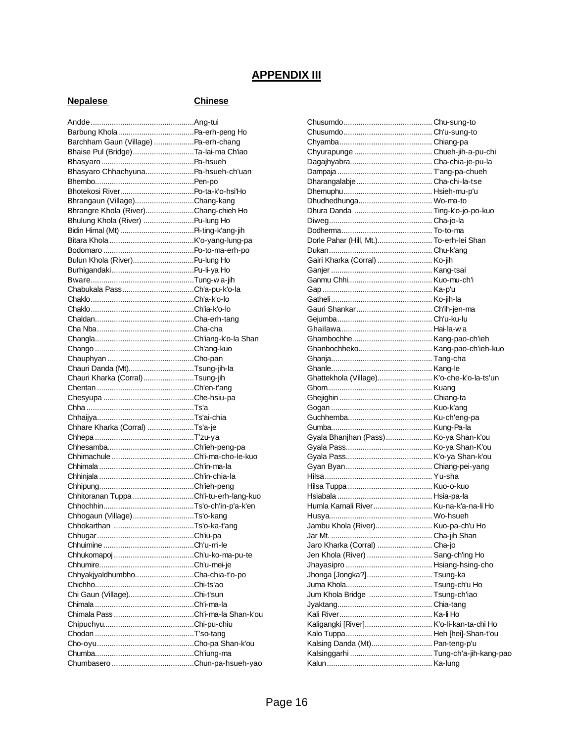## APPENDIX III

| Nepalese | Chinese |
|---|---|
| Andde | Ang-tui |
| Barbung Khola | Pa-erh-peng Ho |
| Barchham Gaun (Village) | Pa-erh-chang |
| Bhaise Pul (Bridge) | Ta-lai-ma Ch'iao |
| Bhasyaro | Pa-hsueh |
| Bhasyaro Chhachyuna | Pa-hsueh-ch'uan |
| Bhembo | Pen-po |
| Bhotekosi River | Po-ta-k'o-hsi'Ho |
| Bhrangaun (Village) | Chang-kang |
| Bhrangre Khola (River) | Chang-chieh Ho |
| Bhulung Khola (River) | Pu-lung Ho |
| Bidin Himal (Mt) | Pi-ting-k'ang-jih |
| Bitara Khola | K'o-yang-lung-pa |
| Bodomaro | Po-to-ma-erh-po |
| Bulun Khola (River) | Pu-lung Ho |
| Burhigandaki | Pu-li-ya Ho |
| Bware | Tung-w a-jih |
| Chabukala Pass | Ch'a-pu-k'o-la |
| Chaklo | Ch'a-k'o-lo |
| Chaklo | Ch'ia-k'o-lo |
| Chaldan | Cha-erh-tang |
| Cha Nba | Cha-cha |
| Changla | Ch'iang-k'o-la Shan |
| Chango | Ch'ang-kuo |
| Chauphyan | Cho-pan |
| Chauri Danda (Mt) | Tsung-jih-la |
| Chauri Kharka (Corral) | Tsung-jih |
| Chentan | Ch'en-t'ang |
| Chesyupa | Che-hsiu-pa |
| Chha | Ts'a |
| Chhaijya | Ts'ai-chia |
| Chhare Kharka (Corral) | Ts'a-je |
| Chhepa | T'zu-ya |
| Chhesamba | Ch'ieh-peng-pa |
| Chhimachule | Ch'i-ma-cho-le-kuo |
| Chhimala | Ch'in-ma-la |
| Chhinjala | Ch'in-chia-la |
| Chhipung | Ch'ieh-peng |
| Chhitoranan Tuppa | Ch'i-tu-erh-lang-kuo |
| Chhochhin | Ts'o-ch'in-p'a-k'en |
| Chhogaun (Village) | Ts'o-kang |
| Chhokarthan | Ts'o-ka-t'ang |
| Chhugar | Ch'iu-pa |
| Chhuimine | Ch'u-mi-le |
| Chhukomapoj | Ch'u-ko-ma-pu-te |
| Chhumire | Ch'u-mei-je |
| Chhyakjyaldhumbho | Cha-chia-t'o-po |
| Chichho | Chi-ts'ao |
| Chi Gaun (Village) | Chi-t'sun |
| Chimala | Ch'i-ma-la |
| Chimala Pass | Ch'i-ma-la Shan-k'ou |
| Chipuchyu | Chi-pu-chiu |
| Chodan | T'so-tang |
| Cho-oyu | Cho-pa Shan-k'ou |
| Chumba | Ch'iung-ma |
| Chumbasero | Chun-pa-hsueh-yao |
| Chusumdo | Chu-sung-to |
| Chusumdo | Ch'u-sung-to |
| Chyamba | Chiang-pa |
| Chyurapunge | Chueh-jih-a-pu-chi |
| Dagajhyabra | Cha-chia-je-pu-la |
| Dampaja | T'ang-pa-chueh |
| Dharangalabje | Cha-chi-la-tse |
| Dhemuphu | Hsieh-mu-p'u |
| Dhudhedhunga | Wo-ma-to |
| Dhura Danda | Ting-k'o-jo-po-kuo |
| Diweg | Cha-jo-la |
| Dodherma | To-to-ma |
| Dorle Pahar (Hill, Mt.) | To-erh-lei Shan |
| Dukan | Chu-k'ang |
| Gairi Kharka (Corral) | Ko-jih |
| Ganjer | Kang-tsai |
| Ganmu Chhi | Kuo-mu-ch'i |
| Gap | Ka-p'u |
| Gatheli | Ko-jih-la |
| Gauri Shankar | Ch'ih-jen-ma |
| Gejumba | Ch'u-ku-lu |
| Ghailawa | Hai-la-w a |
| Ghambochhe | Kang-pao-ch'ieh |
| Ghanbochheko | Kang-pao-ch'ieh-kuo |
| Ghanja | Tang-cha |
| Ghanle | Kang-le |
| Ghattekhola (Village) | K'o-che-k'o-la-ts'un |
| Ghom | Kuang |
| Ghejighin | Chiang-ta |
| Gogan | Kuo-k'ang |
| Guchhemba | Ku-ch'eng-pa |
| Gumba | Kung-Pa-la |
| Gyala Bhanjhan (Pass) | Ko-ya Shan-k'ou |
| Gyala Pass | Ko-ya Shan-K'ou |
| Gyala Pass | K'o-ya Shan-k'ou |
| Gyan Byan | Chiang-pei-yang |
| Hilsa | Yu-sha |
| Hilsa Tuppa | Kuo-o-kuo |
| Hsiabala | Hsia-pa-la |
| Humla Karnali River | Ku-na-k'a-na-li Ho |
| Husya | Wo-hsueh |
| Jambu Khola (River) | Kuo-pa-ch'u Ho |
| Jar Mt. | Cha-jih Shan |
| Jaro Kharka (Corral) | Cha-jo |
| Jen Khola (River) | Sang-ch'ing Ho |
| Jhayasipro | Hsiang-hsing-cho |
| Jhonga [Jongka?] | Tsung-ka |
| Juma Khola | Tsung-ch'u Ho |
| Jum Khola Bridge | Tsung-ch'iao |
| Jyaktang | Chia-tang |
| Kali River | Ka-li Ho |
| Kaligangki [River] | K'o-li-kan-ta-chi Ho |
| Kalo Tuppa | Heh [hei]-Shan-t'ou |
| Kalsing Danda (Mt) | Pan-teng-p'u |
| Kalsinggarhi | Tung-ch'a-jih-kang-pao |
| Kalun | Ka-lung |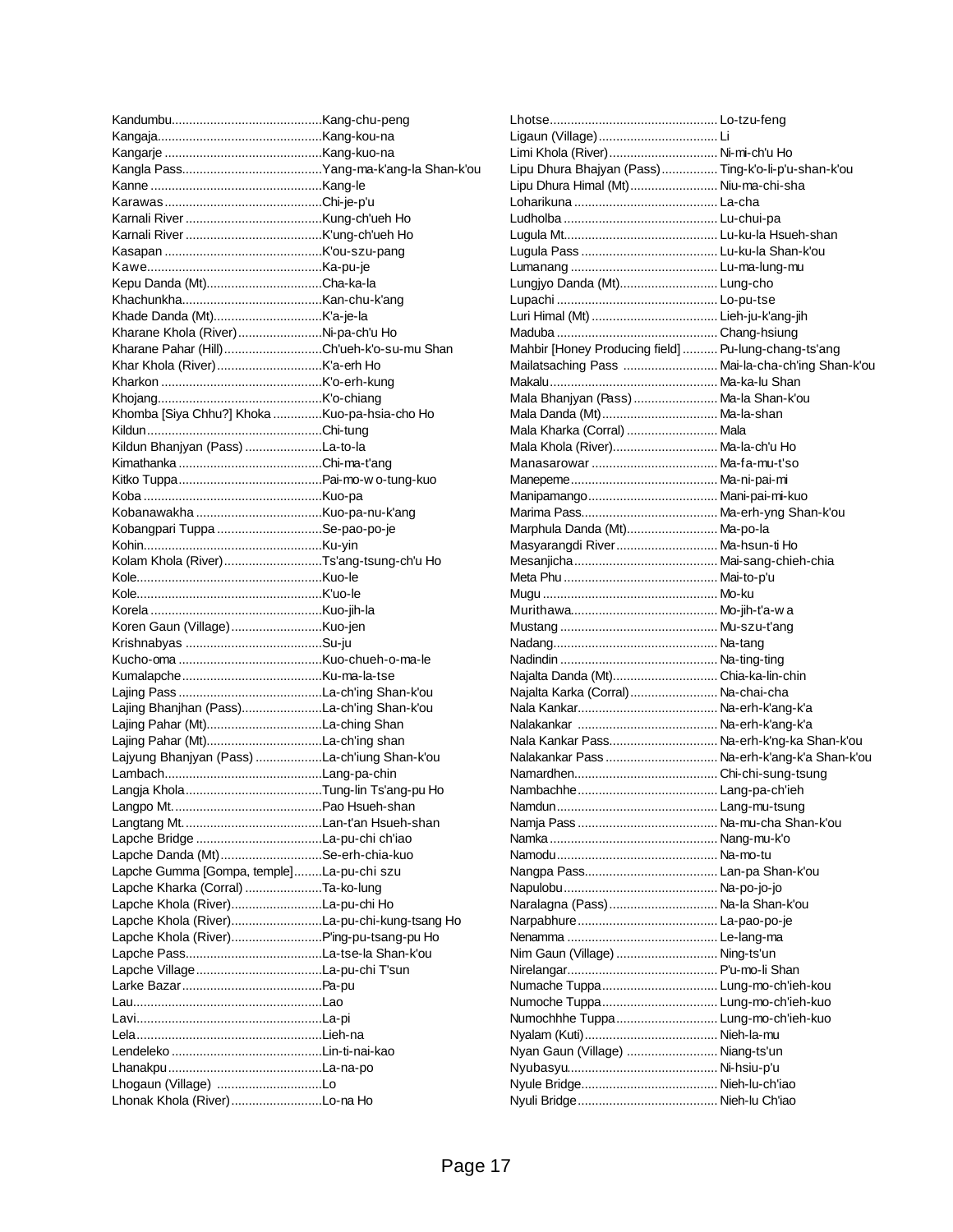| | |
|---|---|
| Kandumbu | Kang-chu-peng |
| Kangaja | Kang-kou-na |
| Kangarje | Kang-kuo-na |
| Kangla Pass | Yang-ma-k'ang-la Shan-k'ou |
| Kanne | Kang-le |
| Karawas | Chi-je-p'u |
| Karnali River | Kung-ch'ueh Ho |
| Karnali River | K'ung-ch'ueh Ho |
| Kasapan | K'ou-szu-pang |
| Kawe | Ka-pu-je |
| Kepu Danda (Mt) | Cha-ka-la |
| Khachunkha | Kan-chu-k'ang |
| Khade Danda (Mt) | K'a-je-la |
| Kharane Khola (River) | Ni-pa-ch'u Ho |
| Kharane Pahar (Hill) | Ch'ueh-k'o-su-mu Shan |
| Khar Khola (River) | K'a-erh Ho |
| Kharkon | K'o-erh-kung |
| Khojang | K'o-chiang |
| Khomba [Siya Chhu?] Khoka | Kuo-pa-hsia-cho Ho |
| Kildun | Chi-tung |
| Kildun Bhanjyan (Pass) | La-to-la |
| Kimathanka | Chi-ma-t'ang |
| Kitko Tuppa | Pai-mo-w o-tung-kuo |
| Koba | Kuo-pa |
| Kobanawakha | Kuo-pa-nu-k'ang |
| Kobangpari Tuppa | Se-pao-po-je |
| Kohin | Ku-yin |
| Kolam Khola (River) | Ts'ang-tsung-ch'u Ho |
| Kole | Kuo-le |
| Kole | K'uo-le |
| Korela | Kuo-jih-la |
| Koren Gaun (Village) | Kuo-jen |
| Krishnabyas | Su-ju |
| Kucho-oma | Kuo-chueh-o-ma-le |
| Kumalapche | Ku-ma-la-tse |
| Lajing Pass | La-ch'ing Shan-k'ou |
| Lajing Bhanjhan (Pass) | La-ch'ing Shan-k'ou |
| Lajing Pahar (Mt) | La-ching Shan |
| Lajing Pahar (Mt) | La-ch'ing shan |
| Lajyung Bhanjyan (Pass) | La-ch'iung Shan-k'ou |
| Lambach | Lang-pa-chin |
| Langja Khola | Tung-lin Ts'ang-pu Ho |
| Langpo Mt. | Pao Hsueh-shan |
| Langtang Mt. | Lan-t'an Hsueh-shan |
| Lapche Bridge | La-pu-chi ch'iao |
| Lapche Danda (Mt) | Se-erh-chia-kuo |
| Lapche Gumma [Gompa, temple] | La-pu-chi szu |
| Lapche Kharka (Corral) | Ta-ko-lung |
| Lapche Khola (River) | La-pu-chi Ho |
| Lapche Khola (River) | La-pu-chi-kung-tsang Ho |
| Lapche Khola (River) | P'ing-pu-tsang-pu Ho |
| Lapche Pass | La-tse-la Shan-k'ou |
| Lapche Village | La-pu-chi T'sun |
| Larke Bazar | Pa-pu |
| Lau | Lao |
| Lavi | La-pi |
| Lela | Lieh-na |
| Lendeleko | Lin-ti-nai-kao |
| Lhanakpu | La-na-po |
| Lhogaun (Village) | Lo |
| Lhonak Khola (River) | Lo-na Ho |
| Lhotse | Lo-tzu-feng |
| Ligaun (Village) | Li |
| Limi Khola (River) | Ni-mi-ch'u Ho |
| Lipu Dhura Bhajyan (Pass) | Ting-k'o-li-p'u-shan-k'ou |
| Lipu Dhura Himal (Mt) | Niu-ma-chi-sha |
| Loharikuna | La-cha |
| Ludholba | Lu-chui-pa |
| Lugula Mt. | Lu-ku-la Hsueh-shan |
| Lugula Pass | Lu-ku-la Shan-k'ou |
| Lumanang | Lu-ma-lung-mu |
| Lungjyo Danda (Mt) | Lung-cho |
| Lupachi | Lo-pu-tse |
| Luri Himal (Mt) | Lieh-ju-k'ang-jih |
| Maduba | Chang-hsiung |
| Mahbir [Honey Producing field] | Pu-lung-chang-ts'ang |
| Mailatsaching Pass | Mai-la-cha-ch'ing Shan-k'ou |
| Makalu | Ma-ka-lu Shan |
| Mala Bhanjyan (Pass) | Ma-la Shan-k'ou |
| Mala Danda (Mt) | Ma-la-shan |
| Mala Kharka (Corral) | Mala |
| Mala Khola (River) | Ma-la-ch'u Ho |
| Manasarowar | Ma-fa-mu-t'so |
| Manepeme | Ma-ni-pai-mi |
| Manipamango | Mani-pai-mi-kuo |
| Marima Pass | Ma-erh-yng Shan-k'ou |
| Marphula Danda (Mt) | Ma-po-la |
| Masyarangdi River | Ma-hsun-ti Ho |
| Mesanjicha | Mai-sang-chieh-chia |
| Meta Phu | Mai-to-p'u |
| Mugu | Mo-ku |
| Murithawa | Mo-jih-t'a-w a |
| Mustang | Mu-szu-t'ang |
| Nadang | Na-tang |
| Nadindin | Na-ting-ting |
| Najalta Danda (Mt) | Chia-ka-lin-chin |
| Najalta Karka (Corral) | Na-chai-cha |
| Nala Kankar | Na-erh-k'ang-k'a |
| Nalakankar | Na-erh-k'ang-k'a |
| Nala Kankar Pass | Na-erh-k'ng-ka Shan-k'ou |
| Nalakankar Pass | Na-erh-k'ang-k'a Shan-k'ou |
| Namardhen | Chi-chi-sung-tsung |
| Nambachhe | Lang-pa-ch'ieh |
| Namdun | Lang-mu-tsung |
| Namja Pass | Na-mu-cha Shan-k'ou |
| Namka | Nang-mu-k'o |
| Namodu | Na-mo-tu |
| Nangpa Pass | Lan-pa Shan-k'ou |
| Napulobu | Na-po-jo-jo |
| Naralagna (Pass) | Na-la Shan-k'ou |
| Narpabhure | La-pao-po-je |
| Nenamma | Le-lang-ma |
| Nim Gaun (Village) | Ning-ts'un |
| Nirelangar | P'u-mo-li Shan |
| Numache Tuppa | Lung-mo-ch'ieh-kou |
| Numoche Tuppa | Lung-mo-ch'ieh-kuo |
| Numochhhe Tuppa | Lung-mo-ch'ieh-kuo |
| Nyalam (Kuti) | Nieh-la-mu |
| Nyan Gaun (Village) | Niang-ts'un |
| Nyubasyu | Ni-hsiu-p'u |
| Nyule Bridge | Nieh-lu-ch'iao |
| Nyuli Bridge | Nieh-lu Ch'iao |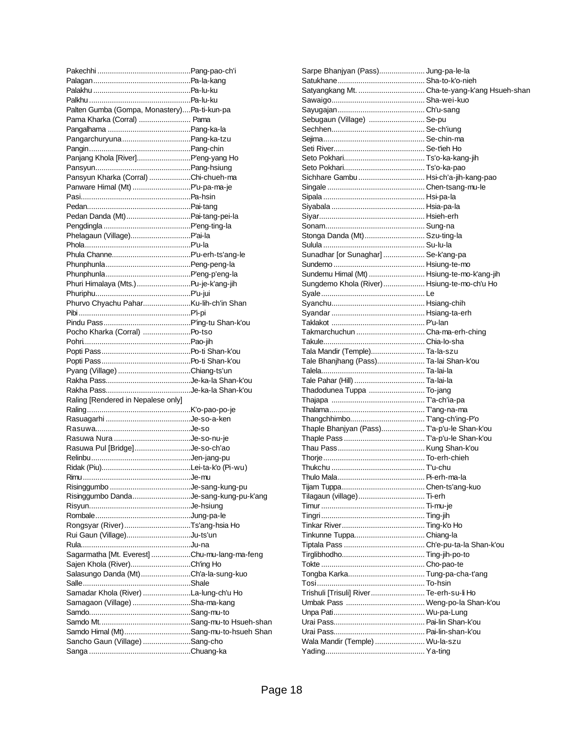Pakechhi .............................................Pang-pao-ch'i
Palagan...............................................Pa-la-kang
Palakhu ...............................................Pa-lu-ku
Palkhu .................................................Pa-lu-ku
Palten Gumba (Gompa, Monastery)....Pa-ti-kun-pa
Pama Kharka (Corral) ......................... Pama
Pangalhama ........................................Pang-ka-la
Pangarchuryuna.................................Pang-ka-tzu
Pangin.................................................Pang-chin
Panjang Khola [River]..........................P'eng-yang Ho
Pansyun..............................................Pang-hsiung
Pansyun Kharka (Corral) ....................Chi-chueh-ma
Panware Himal (Mt) ............................P'u-pa-ma-je
Pasi.....................................................Pa-hsin
Pedan..................................................Pai-tang
Pedan Danda (Mt)...............................Pai-tang-pei-la
Pengdingla ..........................................P'eng-ting-la
Phelagaun (Village).............................P'ai-la
Phola...................................................P'u-la
Phula Channe......................................P'u-erh-ts'ang-le
Phunphunla.........................................Peng-peng-la
Phunphunla.........................................P'eng-p'eng-la
Phuri Himalaya (Mts.)..........................Pu-je-k'ang-jih
Phuriphu..............................................P'u-jui
Phurvo Chyachu Pahar.......................Ku-lih-ch'in Shan
Pibi ......................................................P'i-pi
Pindu Pass..........................................P'ing-tu Shan-k'ou
Pocho Kharka (Corral) .......................Po-tso
Pohri....................................................Pao-jih
Popti Pass...........................................Po-ti Shan-k'ou
Popti Pass...........................................Po-ti Shan-k'ou
Pyang (Village) ...................................Chiang-ts'un
Rakha Pass.........................................Je-ka-la Shan-k'ou
Rakha Pass.........................................Je-ka-la Shan-k'ou
Raling [Rendered in Nepalese only]
Raling..................................................K'o-pao-po-je
Rasuagarhi .........................................Je-so-a-ken
Rasuwa...............................................Je-so
Rasuwa Nura .....................................Je-so-nu-je
Rasuwa Pul [Bridge]...........................Je-so-ch'ao
Relinbu................................................Jen-jang-pu
Ridak (Piu)...........................................Lei-ta-k'o (Pi-wu)
Rimu ....................................................Je-mu
Risinggumbo .......................................Je-sang-kung-pu
Risinggumbo Danda............................Je-sang-kung-pu-k'ang
Risyun.................................................Je-hsiung
Rombale..............................................Jung-pa-le
Rongsyar (River)................................Ts'ang-hsia Ho
Rui Gaun (Village)...............................Ju-ts'un
Rula.....................................................Ju-na
Sagarmatha [Mt. Everest]...................Chu-mu-lang-ma-feng
Sajen Khola (River).............................Ch'ing Ho
Salasungo Danda (Mt)........................Ch'a-la-sung-kuo
Salle....................................................Shale
Samadar Khola (River) .......................La-lung-ch'u Ho
Samagaon (Village) ............................Sha-ma-kang
Samdo.................................................Sang-mu-to
Samdo Mt............................................Sang-mu-to Hsueh-shan
Samdo Himal (Mt)................................Sang-mu-to-hsueh Shan
Sancho Gaun (Village) .......................Sang-cho
Sanga .................................................Chuang-ka

Sarpe Bhanjyan (Pass)...................... Jung-pa-le-la
Satukhane.......................................... Sha-to-k'o-nieh
Satyangkang Mt. ................................ Cha-te-yang-k'ang Hsueh-shan
Sawaigo............................................. Sha-wei-kuo
Sayugajan.......................................... Ch'u-sang
Sebugaun (Village) ........................... Se-pu
Sechhen............................................. Se-ch'iung
Sejima................................................. Se-chin-ma
Seti River............................................ Se-t'ieh Ho
Seto Pokhari....................................... Ts'o-ka-kang-jih
Seto Pokhari....................................... Ts'o-ka-pao
Sichhare Gambu ................................ Hsi-ch'a-jih-kang-pao
Singale ............................................... Chen-tsang-mu-le
Sipala ................................................. Hsi-pa-la
Siyabala ............................................. Hsia-pa-la
Siyar................................................... Hsieh-erh
Sonam................................................ Sung-na
Stonga Danda (Mt)............................. Szu-ting-la
Sulula ................................................. Su-lu-la
Sunadhar [or Sunaghar].................... Se-k'ang-pa
Sundemo ............................................ Hsiung-te-mo
Sundemu Himal (Mt) .......................... Hsiung-te-mo-k'ang-jih
Sungdemo Khola (River).................... Hsiung-te-mo-ch'u Ho
Syale.................................................. Le
Syanchu............................................. Hsiang-chih
Syandar ............................................. Hsiang-ta-erh
Taklakot ............................................. P'u-lan
Takmarchuchun ................................. Cha-ma-erh-ching
Takule................................................. Chia-lo-sha
Tala Mandir (Temple).......................... Ta-la-szu
Tale Bhanjhang (Pass)....................... Ta-lai Shan-k'ou
Talela.................................................. Ta-lai-la
Tale Pahar (Hill) ................................. Ta-lai-la
Thadodunea Tuppa ........................... To-jang
Thajapa ............................................. T'a-ch'ia-pa
Thalama.............................................. T'ang-na-ma
Thangchhimbo.................................... T'ang-ch'ing-P'o
Thaple Bhanjyan (Pass)..................... T'a-p'u-le Shan-k'ou
Thaple Pass ....................................... T'a-p'u-le Shan-k'ou
Thau Pass.......................................... Kung Shan-k'ou
Thorje................................................. To-erh-chieh
Thukchu ............................................. T'u-chu
Thulo Mala.......................................... Pi-erh-ma-la
Tijam Tuppa........................................ Chen-ts'ang-kuo
Tilagaun (village)................................ Ti-erh
Timur .................................................. Ti-mu-je
Tingri .................................................. Ting-jih
Tinkar River........................................ Ting-k'o Ho
Tinkune Tuppa.................................... Chiang-la
Tiptala Pass ....................................... Ch'e-pu-ta-la Shan-k'ou
Tirglibhodho........................................ Ting-jih-po-to
Tokte .................................................. Cho-pao-te
Tongba Karka..................................... Tung-pa-cha-t'ang
Tosi.................................................... To-hsin
Trishuli [Trisuli] River.......................... Te-erh-su-li Ho
Umbak Pass ...................................... Weng-po-la Shan-k'ou
Unpa Pati............................................ Wu-pa-Lung
Urai Pass............................................ Pai-lin Shan-k'ou
Urai Pass............................................ Pai-lin-shan-k'ou
Wala Mandir (Temple) ........................ Wu-la-szu
Yading................................................ Ya-ting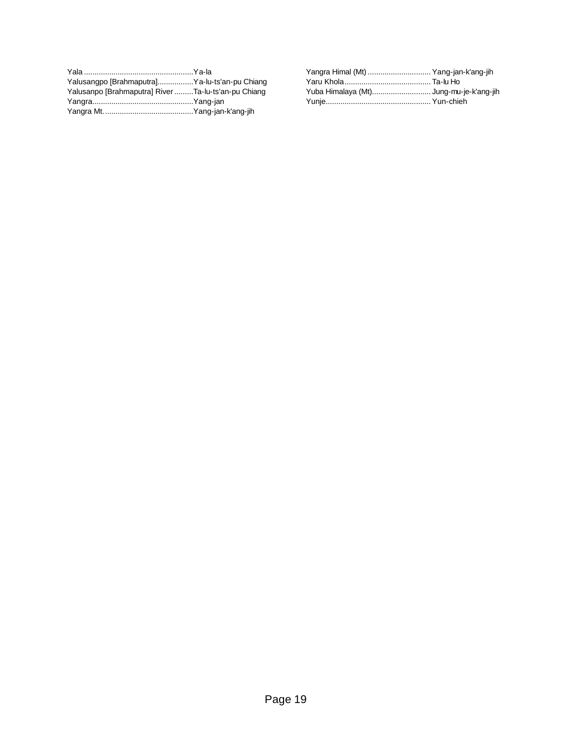Yala ....................................................Ya-la
Yalusangpo [Brahmaputra].................Ya-lu-ts'an-pu Chiang
Yalusanpo [Brahmaputra] River .........Ta-lu-ts'an-pu Chiang
Yangra................................................Yang-jan
Yangra Mt. ..........................................Yang-jan-k'ang-jih
Yangra Himal (Mt) ..............................Yang-jan-k'ang-jih
Yaru Khola.........................................Ta-lu Ho
Yuba Himalaya (Mt)............................Jung-mu-je-k'ang-jih
Yunje..................................................Yun-chieh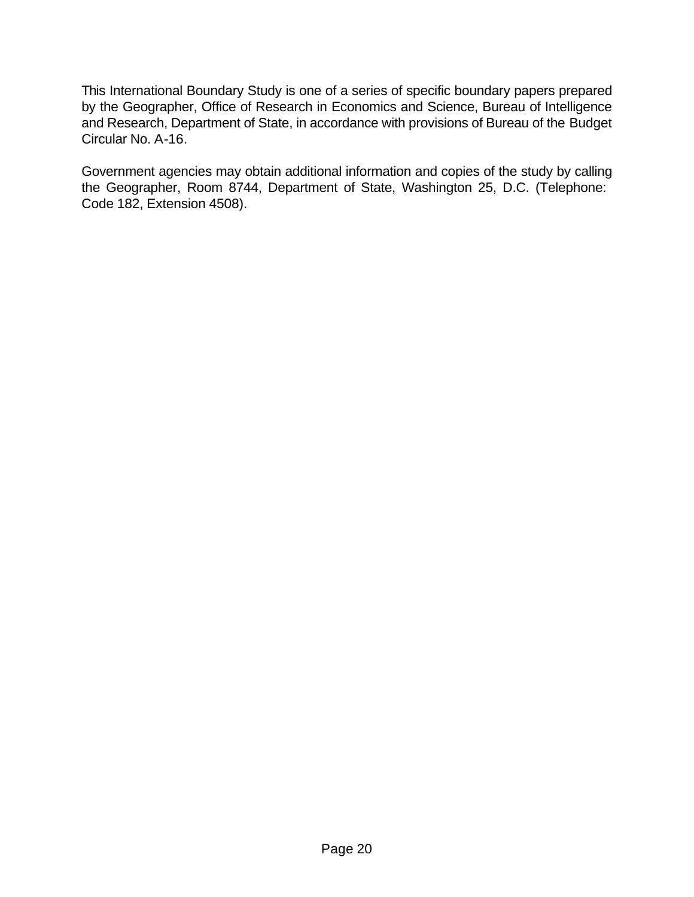This International Boundary Study is one of a series of specific boundary papers prepared by the Geographer, Office of Research in Economics and Science, Bureau of Intelligence and Research, Department of State, in accordance with provisions of Bureau of the Budget Circular No. A-16.

Government agencies may obtain additional information and copies of the study by calling the Geographer, Room 8744, Department of State, Washington 25, D.C. (Telephone: Code 182, Extension 4508).